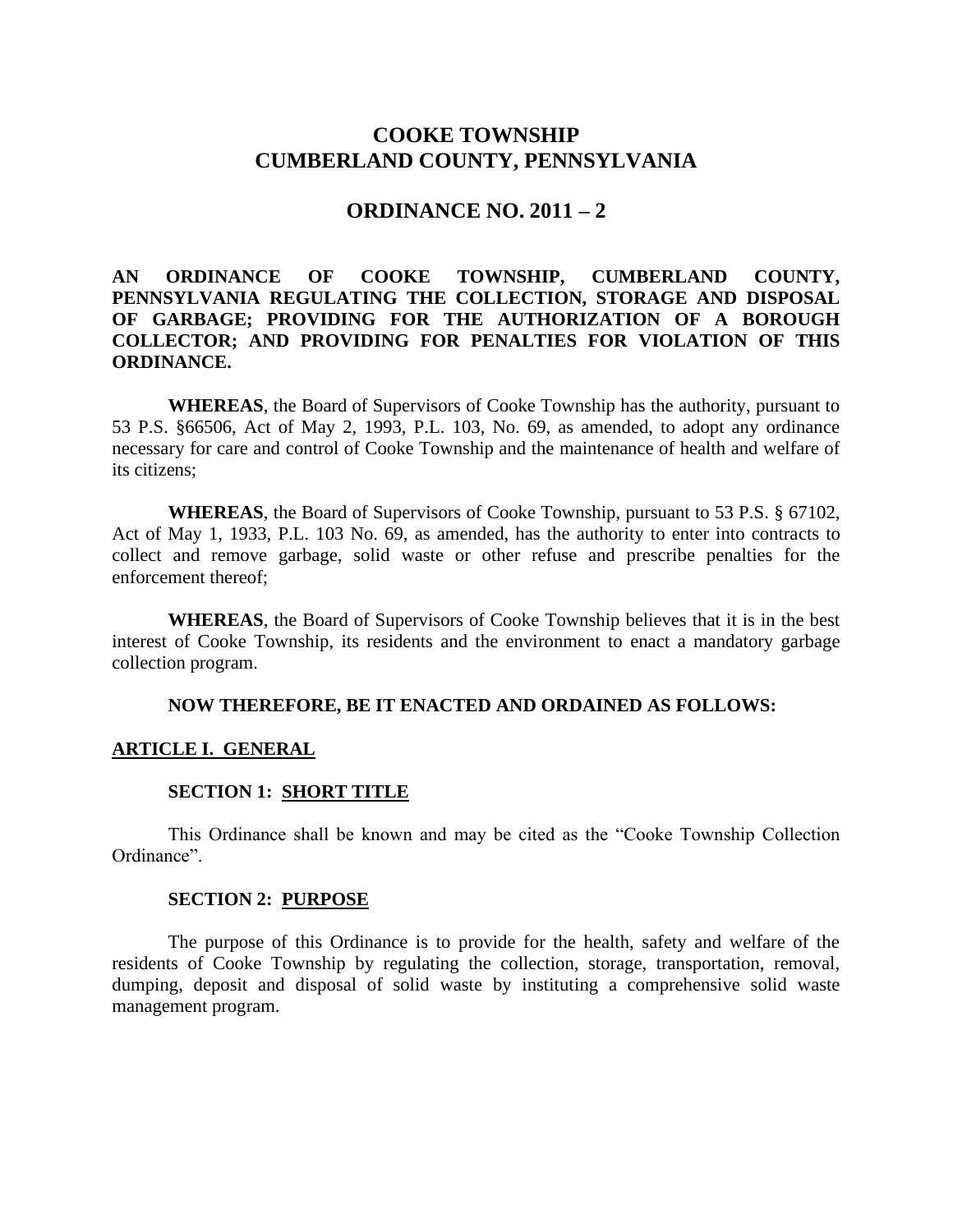# COOKE TOWNSHIP
# CUMBERLAND COUNTY, PENNSYLVANIA

## ORDINANCE NO. 2011 – 2

**AN ORDINANCE OF COOKE TOWNSHIP, CUMBERLAND COUNTY, PENNSYLVANIA REGULATING THE COLLECTION, STORAGE AND DISPOSAL OF GARBAGE; PROVIDING FOR THE AUTHORIZATION OF A BOROUGH COLLECTOR; AND PROVIDING FOR PENALTIES FOR VIOLATION OF THIS ORDINANCE.**

**WHEREAS**, the Board of Supervisors of Cooke Township has the authority, pursuant to 53 P.S. §66506, Act of May 2, 1993, P.L. 103, No. 69, as amended, to adopt any ordinance necessary for care and control of Cooke Township and the maintenance of health and welfare of its citizens;

**WHEREAS**, the Board of Supervisors of Cooke Township, pursuant to 53 P.S. § 67102, Act of May 1, 1933, P.L. 103 No. 69, as amended, has the authority to enter into contracts to collect and remove garbage, solid waste or other refuse and prescribe penalties for the enforcement thereof;

**WHEREAS**, the Board of Supervisors of Cooke Township believes that it is in the best interest of Cooke Township, its residents and the environment to enact a mandatory garbage collection program.

**NOW THEREFORE, BE IT ENACTED AND ORDAINED AS FOLLOWS:**

**ARTICLE I. GENERAL**

**SECTION 1: SHORT TITLE**

This Ordinance shall be known and may be cited as the "Cooke Township Collection Ordinance".

**SECTION 2: PURPOSE**

The purpose of this Ordinance is to provide for the health, safety and welfare of the residents of Cooke Township by regulating the collection, storage, transportation, removal, dumping, deposit and disposal of solid waste by instituting a comprehensive solid waste management program.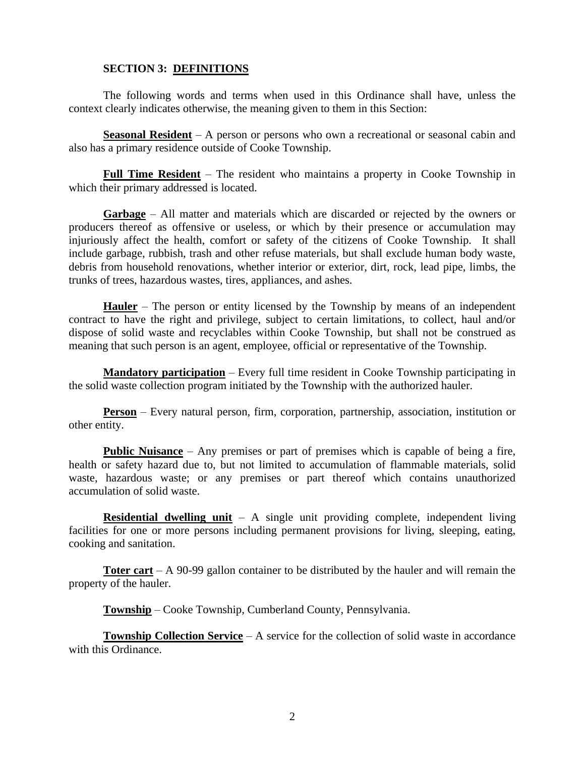## SECTION 3: DEFINITIONS

The following words and terms when used in this Ordinance shall have, unless the context clearly indicates otherwise, the meaning given to them in this Section:

**Seasonal Resident** – A person or persons who own a recreational or seasonal cabin and also has a primary residence outside of Cooke Township.

**Full Time Resident** – The resident who maintains a property in Cooke Township in which their primary addressed is located.

**Garbage** – All matter and materials which are discarded or rejected by the owners or producers thereof as offensive or useless, or which by their presence or accumulation may injuriously affect the health, comfort or safety of the citizens of Cooke Township. It shall include garbage, rubbish, trash and other refuse materials, but shall exclude human body waste, debris from household renovations, whether interior or exterior, dirt, rock, lead pipe, limbs, the trunks of trees, hazardous wastes, tires, appliances, and ashes.

**Hauler** – The person or entity licensed by the Township by means of an independent contract to have the right and privilege, subject to certain limitations, to collect, haul and/or dispose of solid waste and recyclables within Cooke Township, but shall not be construed as meaning that such person is an agent, employee, official or representative of the Township.

**Mandatory participation** – Every full time resident in Cooke Township participating in the solid waste collection program initiated by the Township with the authorized hauler.

**Person** – Every natural person, firm, corporation, partnership, association, institution or other entity.

**Public Nuisance** – Any premises or part of premises which is capable of being a fire, health or safety hazard due to, but not limited to accumulation of flammable materials, solid waste, hazardous waste; or any premises or part thereof which contains unauthorized accumulation of solid waste.

**Residential dwelling unit** – A single unit providing complete, independent living facilities for one or more persons including permanent provisions for living, sleeping, eating, cooking and sanitation.

**Toter cart** – A 90-99 gallon container to be distributed by the hauler and will remain the property of the hauler.

**Township** – Cooke Township, Cumberland County, Pennsylvania.

**Township Collection Service** – A service for the collection of solid waste in accordance with this Ordinance.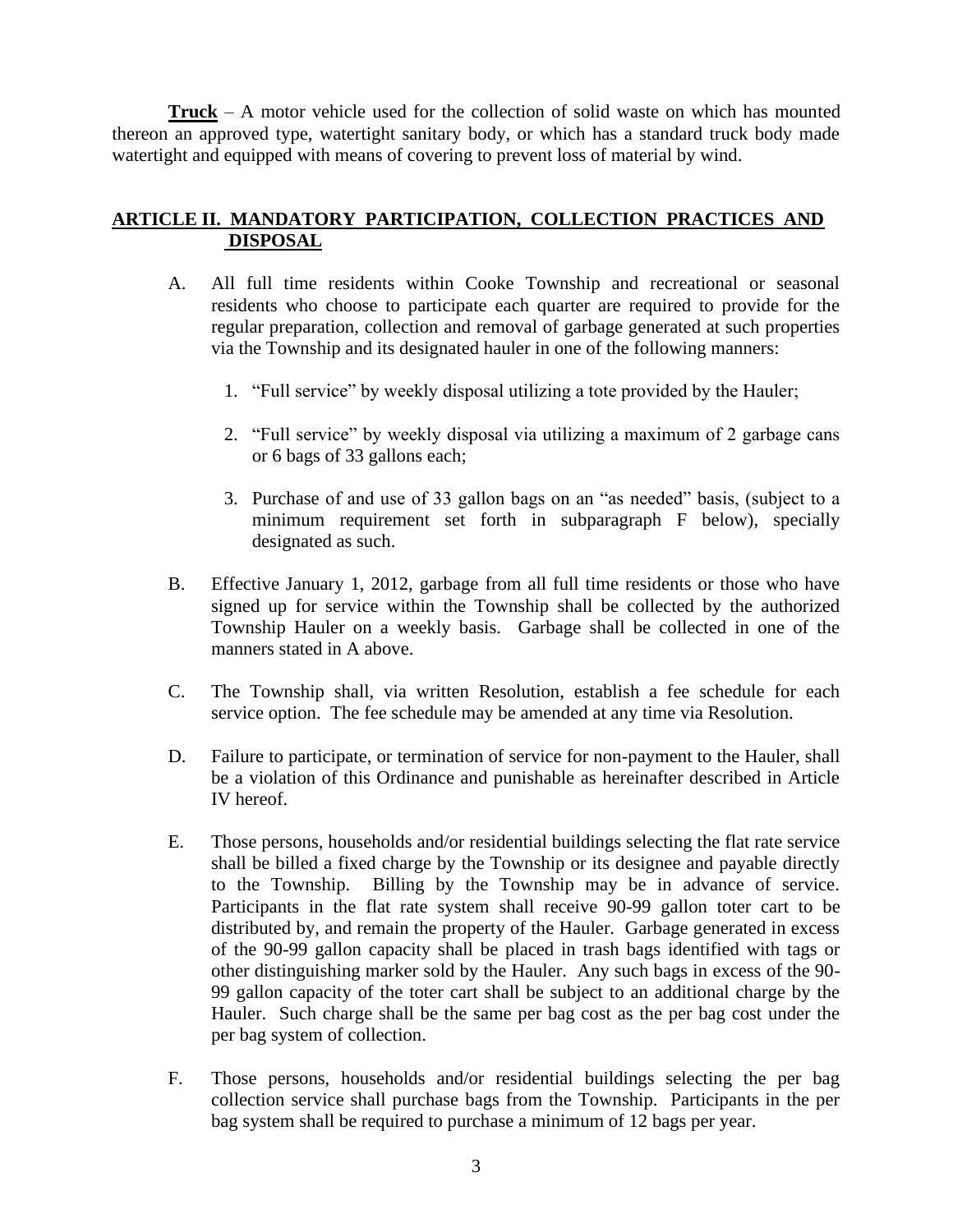**Truck** – A motor vehicle used for the collection of solid waste on which has mounted thereon an approved type, watertight sanitary body, or which has a standard truck body made watertight and equipped with means of covering to prevent loss of material by wind.

## ARTICLE II. MANDATORY PARTICIPATION, COLLECTION PRACTICES AND DISPOSAL

A. All full time residents within Cooke Township and recreational or seasonal residents who choose to participate each quarter are required to provide for the regular preparation, collection and removal of garbage generated at such properties via the Township and its designated hauler in one of the following manners:

   1. "Full service" by weekly disposal utilizing a tote provided by the Hauler;

   2. "Full service" by weekly disposal via utilizing a maximum of 2 garbage cans or 6 bags of 33 gallons each;

   3. Purchase of and use of 33 gallon bags on an "as needed" basis, (subject to a minimum requirement set forth in subparagraph F below), specially designated as such.

B. Effective January 1, 2012, garbage from all full time residents or those who have signed up for service within the Township shall be collected by the authorized Township Hauler on a weekly basis. Garbage shall be collected in one of the manners stated in A above.

C. The Township shall, via written Resolution, establish a fee schedule for each service option. The fee schedule may be amended at any time via Resolution.

D. Failure to participate, or termination of service for non-payment to the Hauler, shall be a violation of this Ordinance and punishable as hereinafter described in Article IV hereof.

E. Those persons, households and/or residential buildings selecting the flat rate service shall be billed a fixed charge by the Township or its designee and payable directly to the Township. Billing by the Township may be in advance of service. Participants in the flat rate system shall receive 90-99 gallon toter cart to be distributed by, and remain the property of the Hauler. Garbage generated in excess of the 90-99 gallon capacity shall be placed in trash bags identified with tags or other distinguishing marker sold by the Hauler. Any such bags in excess of the 90-99 gallon capacity of the toter cart shall be subject to an additional charge by the Hauler. Such charge shall be the same per bag cost as the per bag cost under the per bag system of collection.

F. Those persons, households and/or residential buildings selecting the per bag collection service shall purchase bags from the Township. Participants in the per bag system shall be required to purchase a minimum of 12 bags per year.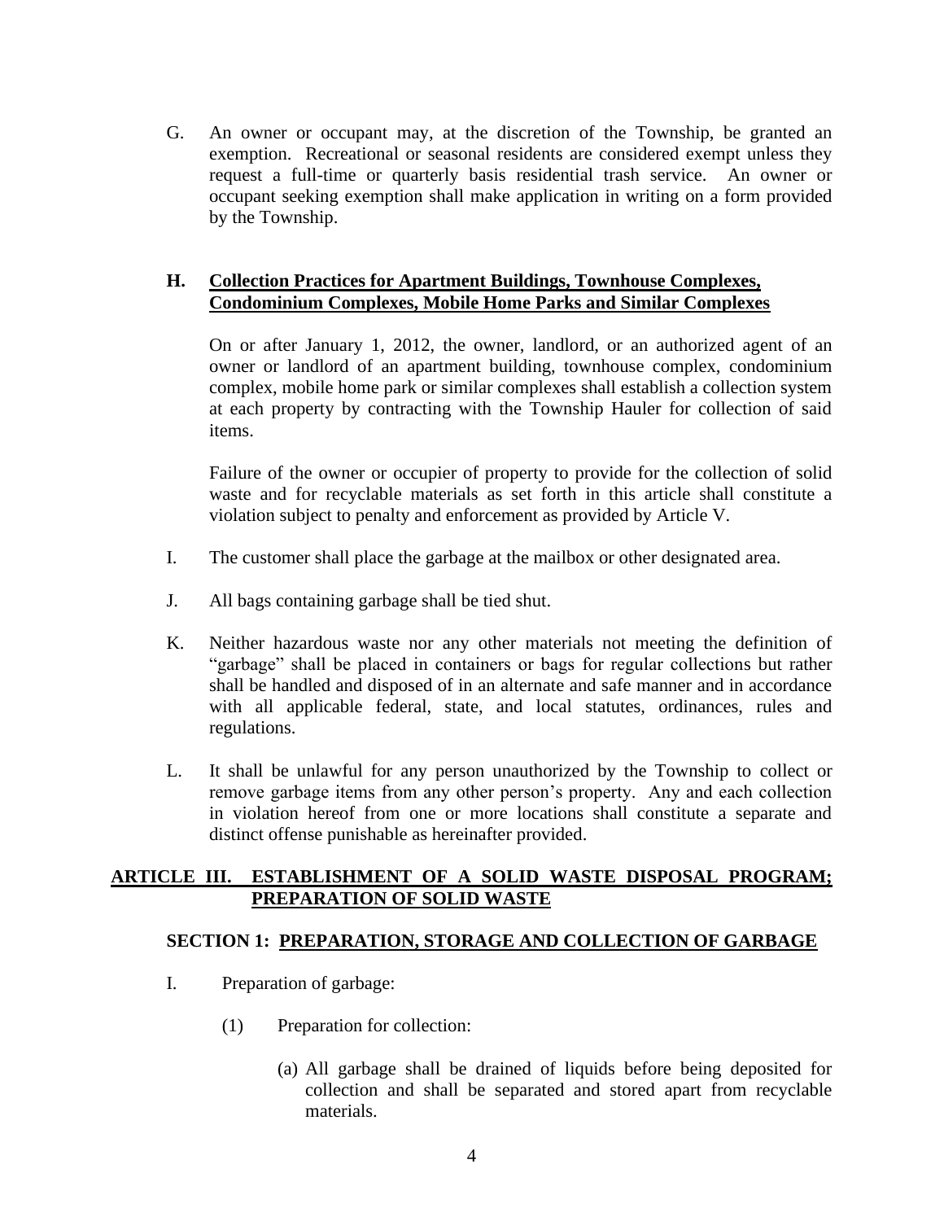G. An owner or occupant may, at the discretion of the Township, be granted an exemption. Recreational or seasonal residents are considered exempt unless they request a full-time or quarterly basis residential trash service. An owner or occupant seeking exemption shall make application in writing on a form provided by the Township.

**H. Collection Practices for Apartment Buildings, Townhouse Complexes, Condominium Complexes, Mobile Home Parks and Similar Complexes**

On or after January 1, 2012, the owner, landlord, or an authorized agent of an owner or landlord of an apartment building, townhouse complex, condominium complex, mobile home park or similar complexes shall establish a collection system at each property by contracting with the Township Hauler for collection of said items.

Failure of the owner or occupier of property to provide for the collection of solid waste and for recyclable materials as set forth in this article shall constitute a violation subject to penalty and enforcement as provided by Article V.

I. The customer shall place the garbage at the mailbox or other designated area.

J. All bags containing garbage shall be tied shut.

K. Neither hazardous waste nor any other materials not meeting the definition of "garbage" shall be placed in containers or bags for regular collections but rather shall be handled and disposed of in an alternate and safe manner and in accordance with all applicable federal, state, and local statutes, ordinances, rules and regulations.

L. It shall be unlawful for any person unauthorized by the Township to collect or remove garbage items from any other person's property. Any and each collection in violation hereof from one or more locations shall constitute a separate and distinct offense punishable as hereinafter provided.

## ARTICLE III. ESTABLISHMENT OF A SOLID WASTE DISPOSAL PROGRAM; PREPARATION OF SOLID WASTE

### SECTION 1: PREPARATION, STORAGE AND COLLECTION OF GARBAGE

I. Preparation of garbage:

(1) Preparation for collection:

(a) All garbage shall be drained of liquids before being deposited for collection and shall be separated and stored apart from recyclable materials.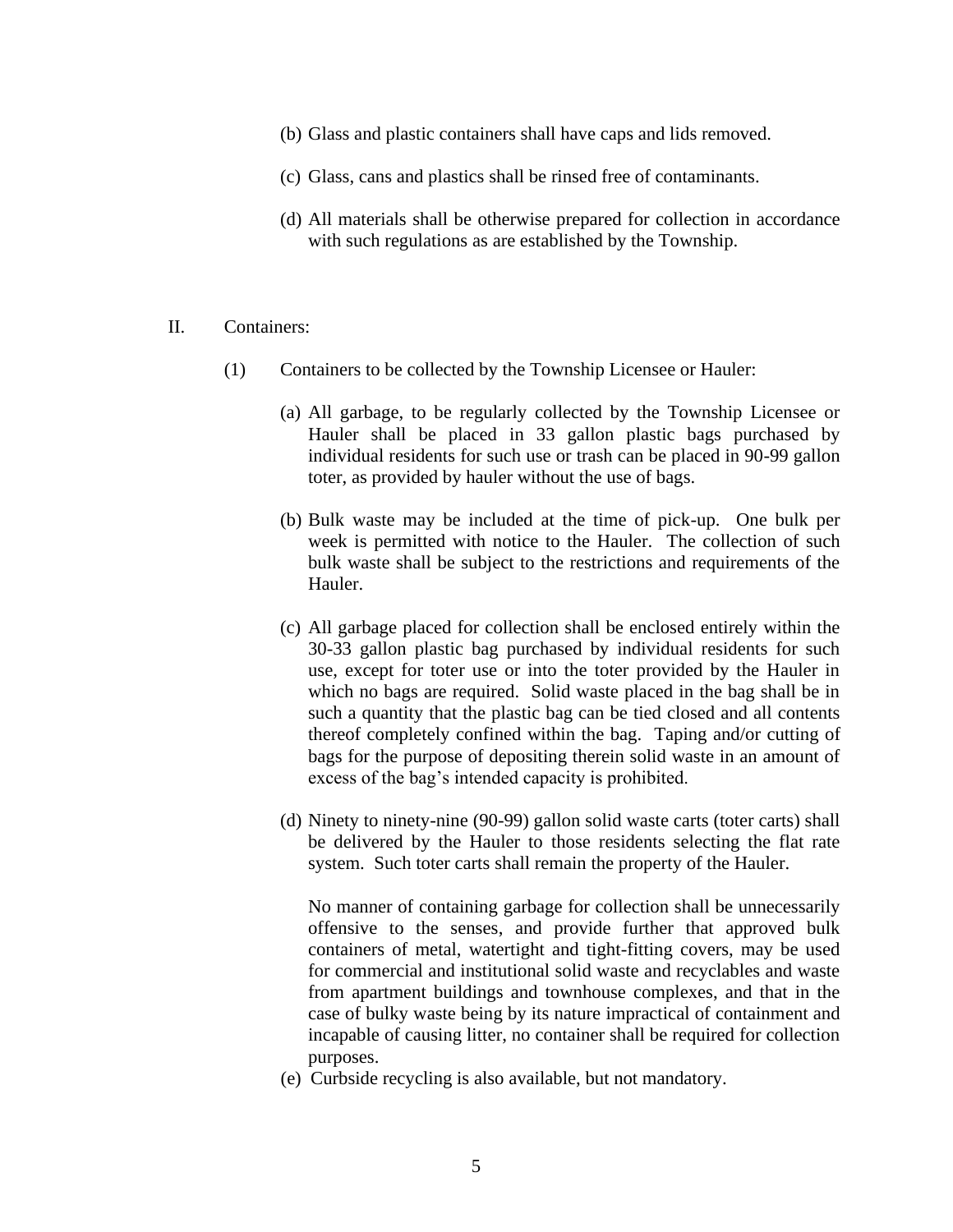(b) Glass and plastic containers shall have caps and lids removed.

(c) Glass, cans and plastics shall be rinsed free of contaminants.

(d) All materials shall be otherwise prepared for collection in accordance with such regulations as are established by the Township.

II. Containers:

(1) Containers to be collected by the Township Licensee or Hauler:

(a) All garbage, to be regularly collected by the Township Licensee or Hauler shall be placed in 33 gallon plastic bags purchased by individual residents for such use or trash can be placed in 90-99 gallon toter, as provided by hauler without the use of bags.

(b) Bulk waste may be included at the time of pick-up. One bulk per week is permitted with notice to the Hauler. The collection of such bulk waste shall be subject to the restrictions and requirements of the Hauler.

(c) All garbage placed for collection shall be enclosed entirely within the 30-33 gallon plastic bag purchased by individual residents for such use, except for toter use or into the toter provided by the Hauler in which no bags are required. Solid waste placed in the bag shall be in such a quantity that the plastic bag can be tied closed and all contents thereof completely confined within the bag. Taping and/or cutting of bags for the purpose of depositing therein solid waste in an amount of excess of the bag's intended capacity is prohibited.

(d) Ninety to ninety-nine (90-99) gallon solid waste carts (toter carts) shall be delivered by the Hauler to those residents selecting the flat rate system. Such toter carts shall remain the property of the Hauler.

No manner of containing garbage for collection shall be unnecessarily offensive to the senses, and provide further that approved bulk containers of metal, watertight and tight-fitting covers, may be used for commercial and institutional solid waste and recyclables and waste from apartment buildings and townhouse complexes, and that in the case of bulky waste being by its nature impractical of containment and incapable of causing litter, no container shall be required for collection purposes.

(e) Curbside recycling is also available, but not mandatory.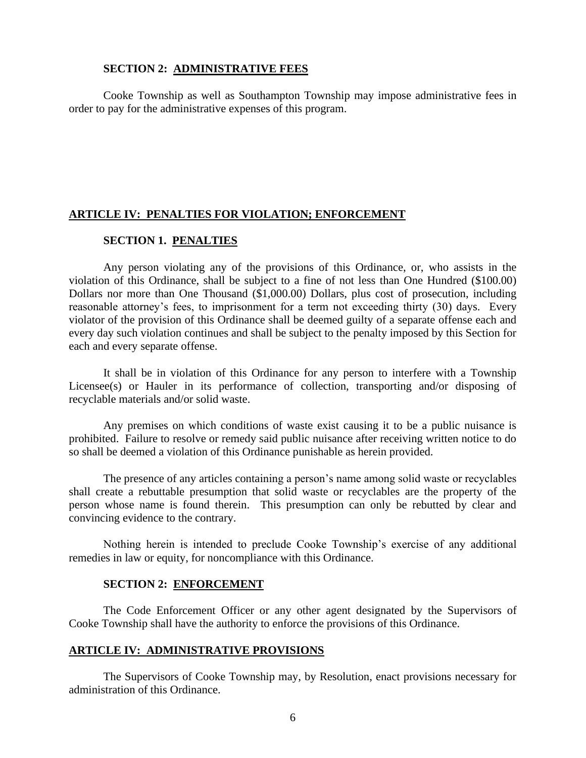### SECTION 2: ADMINISTRATIVE FEES

Cooke Township as well as Southampton Township may impose administrative fees in order to pay for the administrative expenses of this program.

## ARTICLE IV: PENALTIES FOR VIOLATION; ENFORCEMENT

### SECTION 1. PENALTIES

Any person violating any of the provisions of this Ordinance, or, who assists in the violation of this Ordinance, shall be subject to a fine of not less than One Hundred ($100.00) Dollars nor more than One Thousand ($1,000.00) Dollars, plus cost of prosecution, including reasonable attorney's fees, to imprisonment for a term not exceeding thirty (30) days. Every violator of the provision of this Ordinance shall be deemed guilty of a separate offense each and every day such violation continues and shall be subject to the penalty imposed by this Section for each and every separate offense.

It shall be in violation of this Ordinance for any person to interfere with a Township Licensee(s) or Hauler in its performance of collection, transporting and/or disposing of recyclable materials and/or solid waste.

Any premises on which conditions of waste exist causing it to be a public nuisance is prohibited. Failure to resolve or remedy said public nuisance after receiving written notice to do so shall be deemed a violation of this Ordinance punishable as herein provided.

The presence of any articles containing a person's name among solid waste or recyclables shall create a rebuttable presumption that solid waste or recyclables are the property of the person whose name is found therein. This presumption can only be rebutted by clear and convincing evidence to the contrary.

Nothing herein is intended to preclude Cooke Township's exercise of any additional remedies in law or equity, for noncompliance with this Ordinance.

### SECTION 2: ENFORCEMENT

The Code Enforcement Officer or any other agent designated by the Supervisors of Cooke Township shall have the authority to enforce the provisions of this Ordinance.

## ARTICLE IV: ADMINISTRATIVE PROVISIONS

The Supervisors of Cooke Township may, by Resolution, enact provisions necessary for administration of this Ordinance.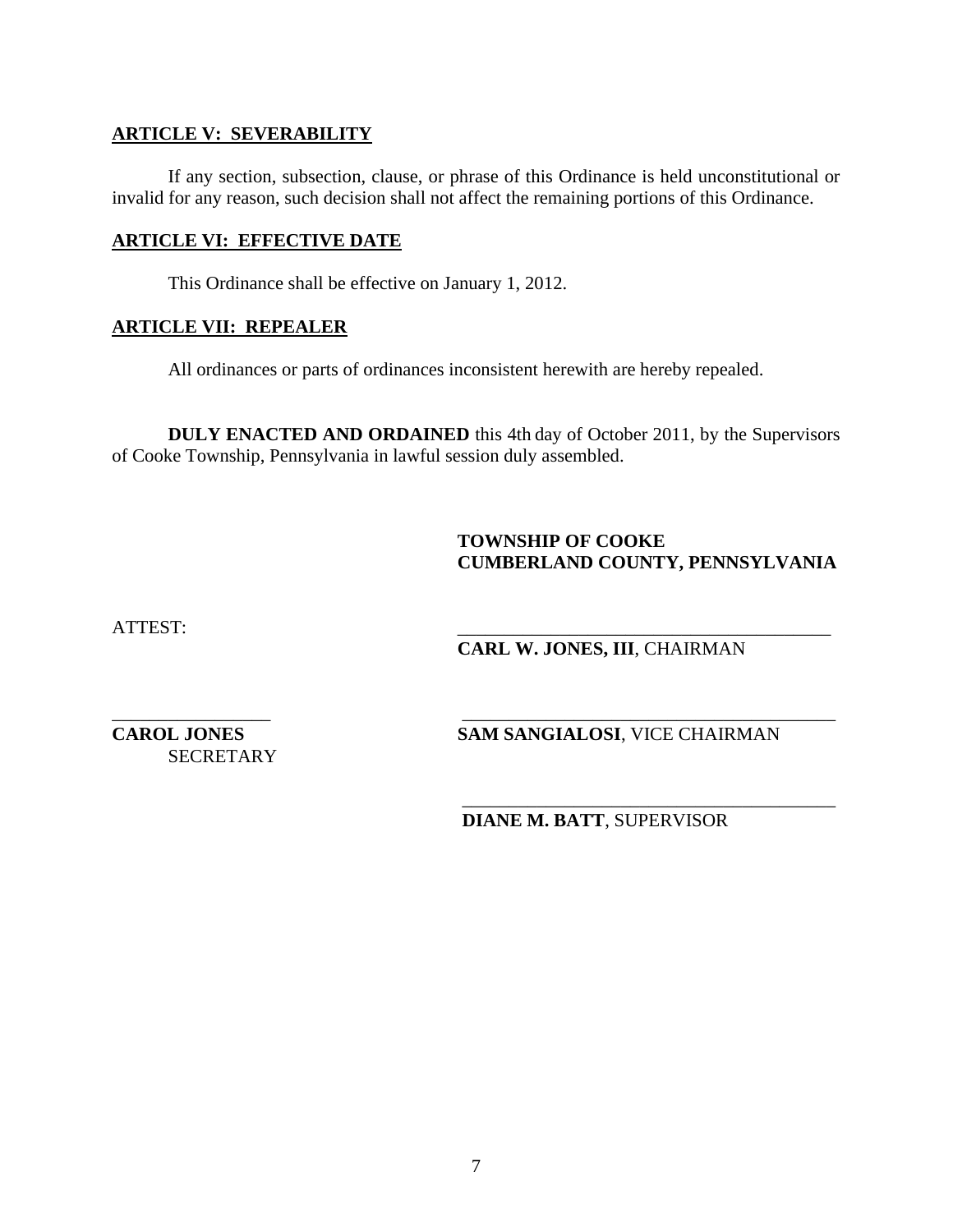**ARTICLE V: SEVERABILITY**

If any section, subsection, clause, or phrase of this Ordinance is held unconstitutional or invalid for any reason, such decision shall not affect the remaining portions of this Ordinance.

**ARTICLE VI: EFFECTIVE DATE**

This Ordinance shall be effective on January 1, 2012.

**ARTICLE VII: REPEALER**

All ordinances or parts of ordinances inconsistent herewith are hereby repealed.

**DULY ENACTED AND ORDAINED** this 4th day of October 2011, by the Supervisors of Cooke Township, Pennsylvania in lawful session duly assembled.

**TOWNSHIP OF COOKE**
**CUMBERLAND COUNTY, PENNSYLVANIA**

ATTEST:

\_\_\_\_\_\_\_\_\_\_\_\_\_\_\_\_\_\_\_\_\_\_\_\_\_\_\_\_\_\_\_\_\_\_\_\_\_\_\_\_
**CARL W. JONES, III**, CHAIRMAN

\_\_\_\_\_\_\_\_\_\_\_\_\_\_\_\_\_\_
**CAROL JONES**
SECRETARY

\_\_\_\_\_\_\_\_\_\_\_\_\_\_\_\_\_\_\_\_\_\_\_\_\_\_\_\_\_\_\_\_\_\_\_\_\_\_\_\_
**SAM SANGIALOSI**, VICE CHAIRMAN

\_\_\_\_\_\_\_\_\_\_\_\_\_\_\_\_\_\_\_\_\_\_\_\_\_\_\_\_\_\_\_\_\_\_\_\_\_\_\_\_
**DIANE M. BATT**, SUPERVISOR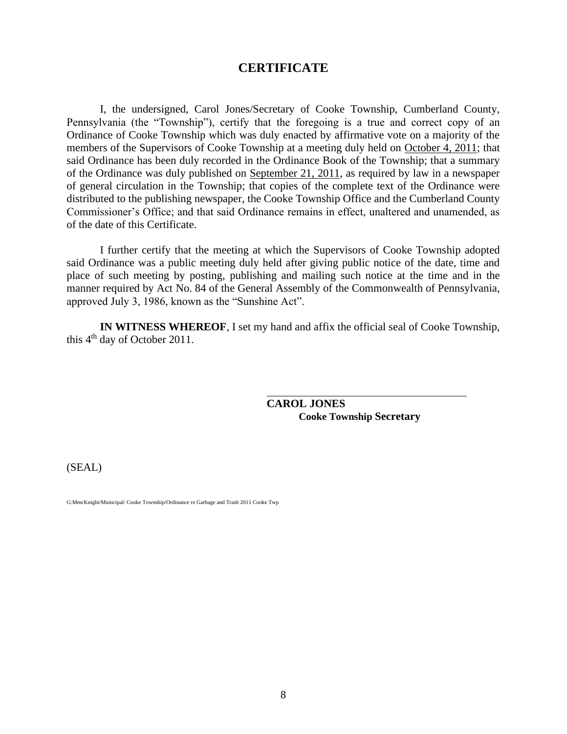# CERTIFICATE

I, the undersigned, Carol Jones/Secretary of Cooke Township, Cumberland County, Pennsylvania (the "Township"), certify that the foregoing is a true and correct copy of an Ordinance of Cooke Township which was duly enacted by affirmative vote on a majority of the members of the Supervisors of Cooke Township at a meeting duly held on October 4, 2011; that said Ordinance has been duly recorded in the Ordinance Book of the Township; that a summary of the Ordinance was duly published on September 21, 2011, as required by law in a newspaper of general circulation in the Township; that copies of the complete text of the Ordinance were distributed to the publishing newspaper, the Cooke Township Office and the Cumberland County Commissioner's Office; and that said Ordinance remains in effect, unaltered and unamended, as of the date of this Certificate.

I further certify that the meeting at which the Supervisors of Cooke Township adopted said Ordinance was a public meeting duly held after giving public notice of the date, time and place of such meeting by posting, publishing and mailing such notice at the time and in the manner required by Act No. 84 of the General Assembly of the Commonwealth of Pennsylvania, approved July 3, 1986, known as the "Sunshine Act".

**IN WITNESS WHEREOF**, I set my hand and affix the official seal of Cooke Township, this 4th day of October 2011.

\_\_\_\_\_\_\_\_\_\_\_\_\_\_\_\_\_\_\_\_\_\_\_\_\_\_\_\_\_\_\_\_\_\_\_\_

**CAROL JONES**
**Cooke Township Secretary**

(SEAL)

G:MmcKnight/Municipal/ Cooke Township/Ordinance re Garbage and Trash 2011 Cooke Twp